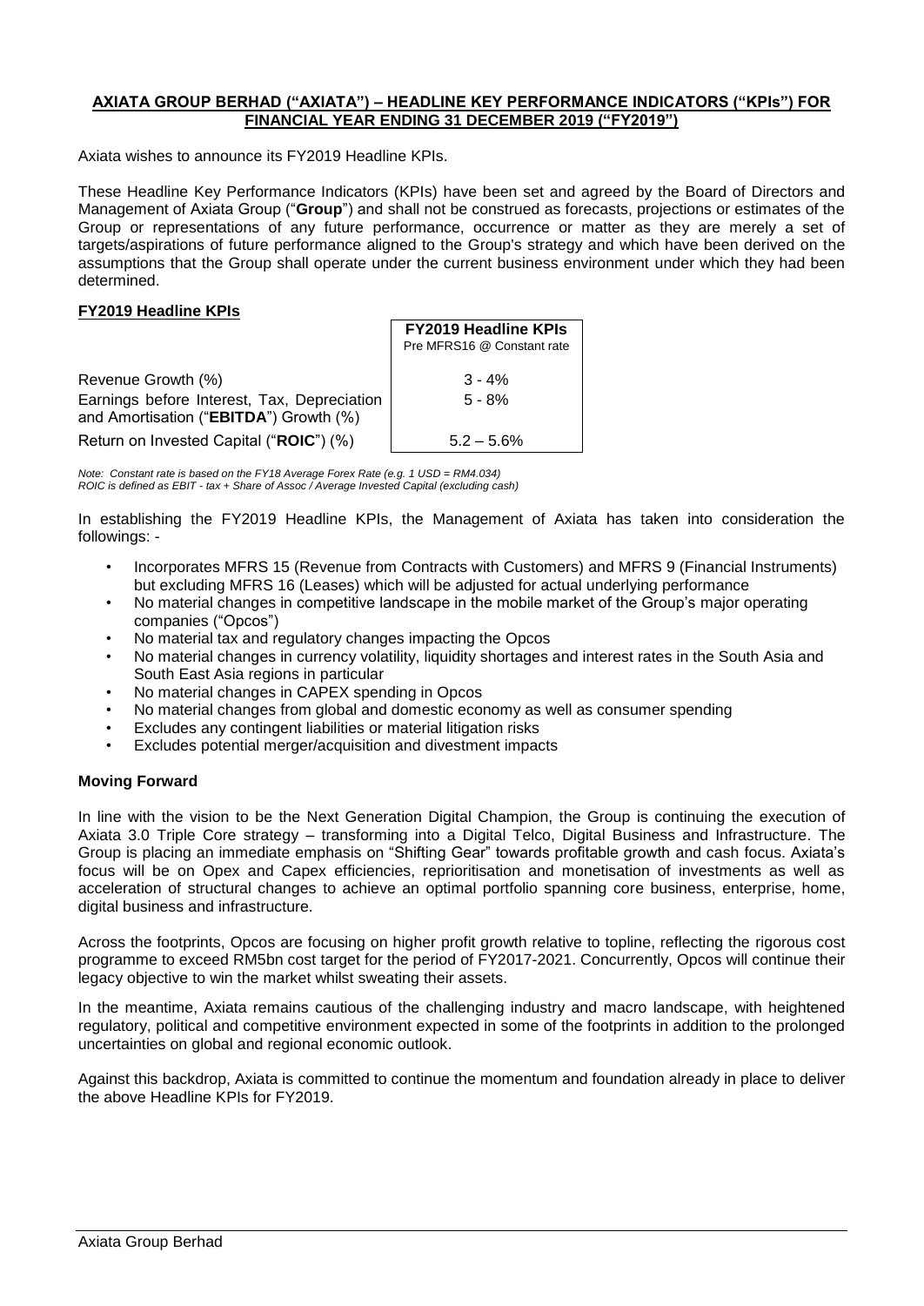**AXIATA GROUP BERHAD ("AXIATA") – HEADLINE KEY PERFORMANCE INDICATORS ("KPIs") FOR FINANCIAL YEAR ENDING 31 DECEMBER 2019 ("FY2019")**

Axiata wishes to announce its FY2019 Headline KPIs.

These Headline Key Performance Indicators (KPIs) have been set and agreed by the Board of Directors and Management of Axiata Group ("**Group**") and shall not be construed as forecasts, projections or estimates of the Group or representations of any future performance, occurrence or matter as they are merely a set of targets/aspirations of future performance aligned to the Group's strategy and which have been derived on the assumptions that the Group shall operate under the current business environment under which they had been determined.

**FY2019 Headline KPIs**

| | **FY2019 Headline KPIs** Pre MFRS16 @ Constant rate |
|---|---|
| Revenue Growth (%) | 3 - 4% |
| Earnings before Interest, Tax, Depreciation and Amortisation ("**EBITDA**") Growth (%) | 5 - 8% |
| Return on Invested Capital ("**ROIC**") (%) | 5.2 – 5.6% |

*Note: Constant rate is based on the FY18 Average Forex Rate (e.g. 1 USD = RM4.034)*
*ROIC is defined as EBIT - tax + Share of Assoc / Average Invested Capital (excluding cash)*

In establishing the FY2019 Headline KPIs, the Management of Axiata has taken into consideration the followings: -

- Incorporates MFRS 15 (Revenue from Contracts with Customers) and MFRS 9 (Financial Instruments) but excluding MFRS 16 (Leases) which will be adjusted for actual underlying performance
- No material changes in competitive landscape in the mobile market of the Group's major operating companies ("Opcos")
- No material tax and regulatory changes impacting the Opcos
- No material changes in currency volatility, liquidity shortages and interest rates in the South Asia and South East Asia regions in particular
- No material changes in CAPEX spending in Opcos
- No material changes from global and domestic economy as well as consumer spending
- Excludes any contingent liabilities or material litigation risks
- Excludes potential merger/acquisition and divestment impacts

**Moving Forward**

In line with the vision to be the Next Generation Digital Champion, the Group is continuing the execution of Axiata 3.0 Triple Core strategy – transforming into a Digital Telco, Digital Business and Infrastructure. The Group is placing an immediate emphasis on "Shifting Gear" towards profitable growth and cash focus. Axiata's focus will be on Opex and Capex efficiencies, reprioritisation and monetisation of investments as well as acceleration of structural changes to achieve an optimal portfolio spanning core business, enterprise, home, digital business and infrastructure.

Across the footprints, Opcos are focusing on higher profit growth relative to topline, reflecting the rigorous cost programme to exceed RM5bn cost target for the period of FY2017-2021. Concurrently, Opcos will continue their legacy objective to win the market whilst sweating their assets.

In the meantime, Axiata remains cautious of the challenging industry and macro landscape, with heightened regulatory, political and competitive environment expected in some of the footprints in addition to the prolonged uncertainties on global and regional economic outlook.

Against this backdrop, Axiata is committed to continue the momentum and foundation already in place to deliver the above Headline KPIs for FY2019.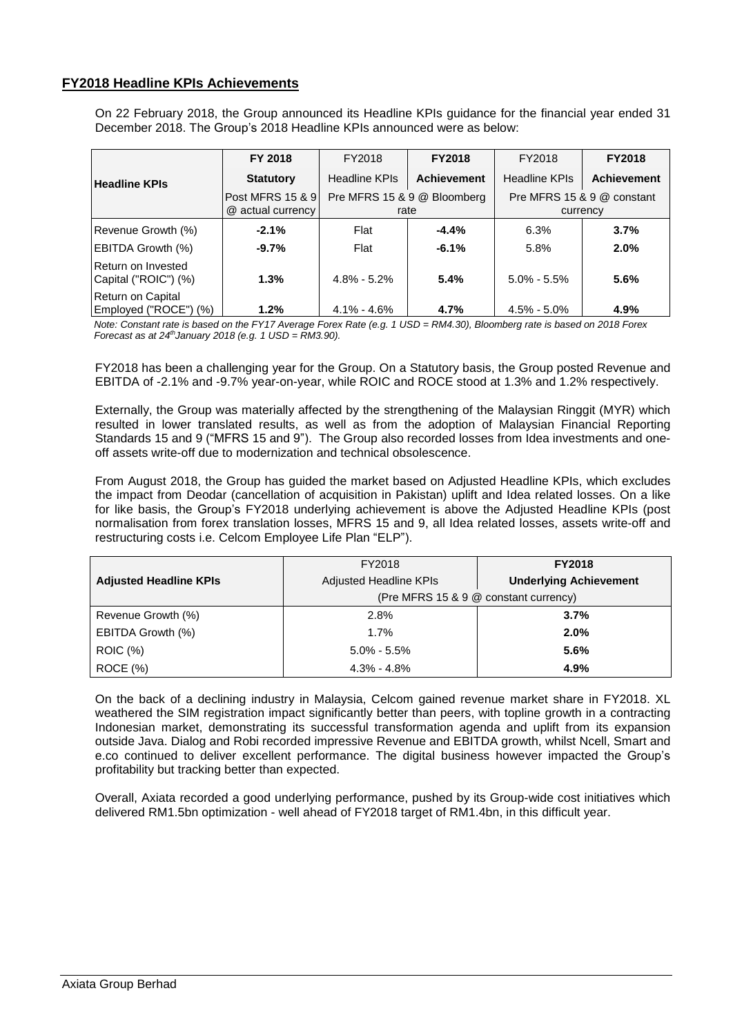## **FY2018 Headline KPIs Achievements**

On 22 February 2018, the Group announced its Headline KPIs guidance for the financial year ended 31 December 2018. The Group's 2018 Headline KPIs announced were as below:

| Headline KPIs | **FY 2018** | FY2018 | **FY2018** | FY2018 | **FY2018** |
|---|---|---|---|---|---|
| | **Statutory** | Headline KPIs | **Achievement** | Headline KPIs | **Achievement** |
| | Post MFRS 15 & 9 @ actual currency | Pre MFRS 15 & 9 @ Bloomberg rate | | Pre MFRS 15 & 9 @ constant currency | |
| Revenue Growth (%) | **-2.1%** | Flat | **-4.4%** | 6.3% | **3.7%** |
| EBITDA Growth (%) | **-9.7%** | Flat | **-6.1%** | 5.8% | **2.0%** |
| Return on Invested Capital ("ROIC") (%) | **1.3%** | 4.8% - 5.2% | **5.4%** | 5.0% - 5.5% | **5.6%** |
| Return on Capital Employed ("ROCE") (%) | **1.2%** | 4.1% - 4.6% | **4.7%** | 4.5% - 5.0% | **4.9%** |

*Note: Constant rate is based on the FY17 Average Forex Rate (e.g. 1 USD = RM4.30), Bloomberg rate is based on 2018 Forex Forecast as at 24th January 2018 (e.g. 1 USD = RM3.90).*

FY2018 has been a challenging year for the Group. On a Statutory basis, the Group posted Revenue and EBITDA of -2.1% and -9.7% year-on-year, while ROIC and ROCE stood at 1.3% and 1.2% respectively.

Externally, the Group was materially affected by the strengthening of the Malaysian Ringgit (MYR) which resulted in lower translated results, as well as from the adoption of Malaysian Financial Reporting Standards 15 and 9 ("MFRS 15 and 9"). The Group also recorded losses from Idea investments and one-off assets write-off due to modernization and technical obsolescence.

From August 2018, the Group has guided the market based on Adjusted Headline KPIs, which excludes the impact from Deodar (cancellation of acquisition in Pakistan) uplift and Idea related losses. On a like for like basis, the Group's FY2018 underlying achievement is above the Adjusted Headline KPIs (post normalisation from forex translation losses, MFRS 15 and 9, all Idea related losses, assets write-off and restructuring costs i.e. Celcom Employee Life Plan "ELP").

| Adjusted Headline KPIs | FY2018 | **FY2018** |
|---|---|---|
| | Adjusted Headline KPIs | **Underlying Achievement** |
| | (Pre MFRS 15 & 9 @ constant currency) | |
| Revenue Growth (%) | 2.8% | **3.7%** |
| EBITDA Growth (%) | 1.7% | **2.0%** |
| ROIC (%) | 5.0% - 5.5% | **5.6%** |
| ROCE (%) | 4.3% - 4.8% | **4.9%** |

On the back of a declining industry in Malaysia, Celcom gained revenue market share in FY2018. XL weathered the SIM registration impact significantly better than peers, with topline growth in a contracting Indonesian market, demonstrating its successful transformation agenda and uplift from its expansion outside Java. Dialog and Robi recorded impressive Revenue and EBITDA growth, whilst Ncell, Smart and e.co continued to deliver excellent performance. The digital business however impacted the Group's profitability but tracking better than expected.

Overall, Axiata recorded a good underlying performance, pushed by its Group-wide cost initiatives which delivered RM1.5bn optimization - well ahead of FY2018 target of RM1.4bn, in this difficult year.